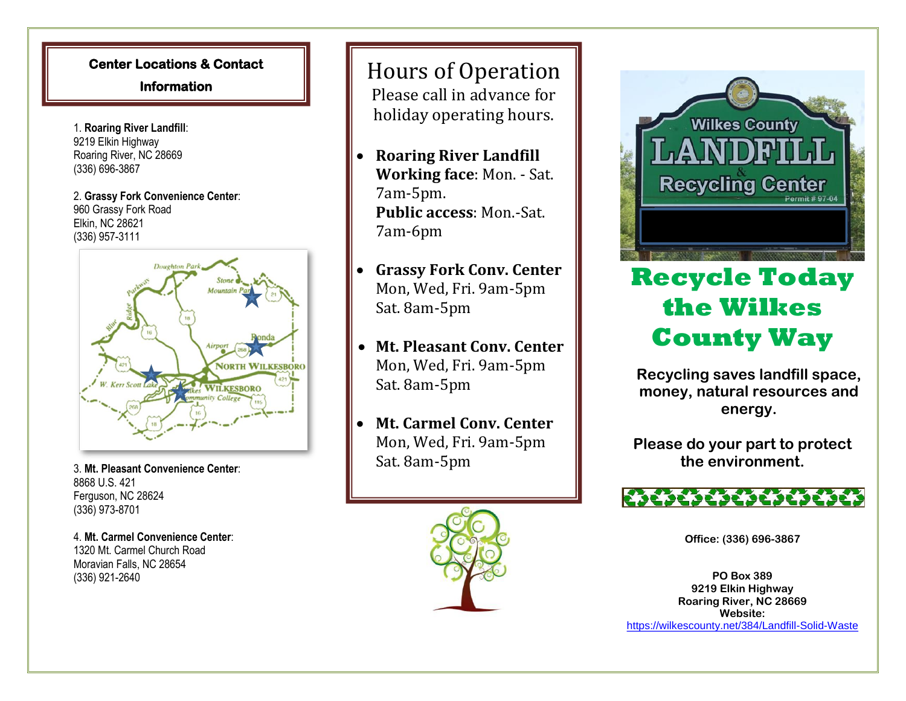## Center Locations & Contact Information

1. **Roaring River Landfill**:
9219 Elkin Highway
Roaring River, NC 28669
(336) 696-3867

2. **Grassy Fork Convenience Center**:
960 Grassy Fork Road
Elkin, NC 28621
(336) 957-3111

3. **Mt. Pleasant Convenience Center**:
8868 U.S. 421
Ferguson, NC 28624
(336) 973-8701

4. **Mt. Carmel Convenience Center**:
1320 Mt. Carmel Church Road
Moravian Falls, NC 28654
(336) 921-2640

## Hours of Operation

Please call in advance for holiday operating hours.

- **Roaring River Landfill**
  **Working face**: Mon. - Sat. 7am-5pm.
  **Public access**: Mon.-Sat. 7am-6pm
- **Grassy Fork Conv. Center**
  Mon, Wed, Fri. 9am-5pm
  Sat. 8am-5pm
- **Mt. Pleasant Conv. Center**
  Mon, Wed, Fri. 9am-5pm
  Sat. 8am-5pm
- **Mt. Carmel Conv. Center**
  Mon, Wed, Fri. 9am-5pm
  Sat. 8am-5pm

# Recycle Today the Wilkes County Way

**Recycling saves landfill space, money, natural resources and energy.**

**Please do your part to protect the environment.**

**Office: (336) 696-3867**

**PO Box 389**
**9219 Elkin Highway**
**Roaring River, NC 28669**
**Website:**
https://wilkescounty.net/384/Landfill-Solid-Waste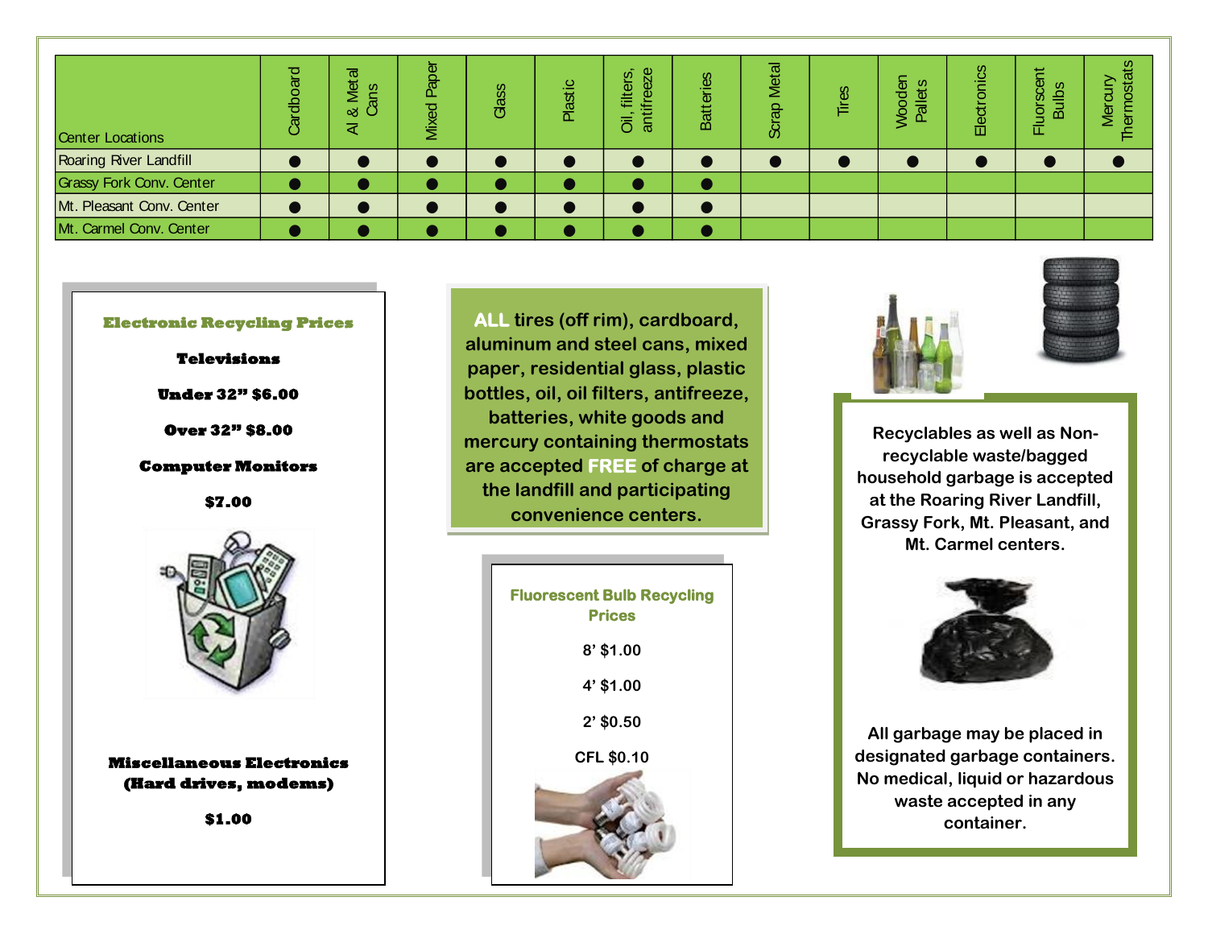| Center Locations | Cardboard | Al & Metal Cans | Mixed Paper | Glass | Plastic | Oil, filters, antifreeze | Batteries | Scrap Metal | Tires | Wooden Pallets | Electronics | Fluorscent Bulbs | Mercury Thermostats |
|---|---|---|---|---|---|---|---|---|---|---|---|---|---|
| Roaring River Landfill | ● | ● | ● | ● | ● | ● | ● | ● | ● | ● | ● | ● | ● |
| Grassy Fork Conv. Center | ● | ● | ● | ● | ● | ● | ● | | | | | | |
| Mt. Pleasant Conv. Center | ● | ● | ● | ● | ● | ● | ● | | | | | | |
| Mt. Carmel Conv. Center | ● | ● | ● | ● | ● | ● | ● | | | | | | |

## Electronic Recycling Prices

**Televisions**

**Under 32" $6.00**

**Over 32" $8.00**

**Computer Monitors**

**$7.00**

**Miscellaneous Electronics (Hard drives, modems)**

**$1.00**

**ALL tires (off rim), cardboard, aluminum and steel cans, mixed paper, residential glass, plastic bottles, oil, oil filters, antifreeze, batteries, white goods and mercury containing thermostats are accepted FREE of charge at the landfill and participating convenience centers.**

## Fluorescent Bulb Recycling Prices

**8' $1.00**

**4' $1.00**

**2' $0.50**

**CFL $0.10**

**Recyclables as well as Non-recyclable waste/bagged household garbage is accepted at the Roaring River Landfill, Grassy Fork, Mt. Pleasant, and Mt. Carmel centers.**

**All garbage may be placed in designated garbage containers. No medical, liquid or hazardous waste accepted in any container.**